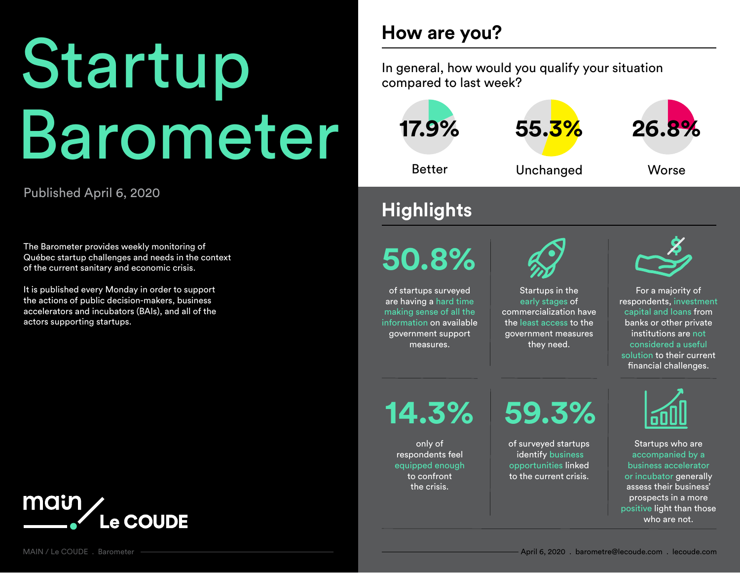# Startup Barometer

Published April 6, 2020

The Barometer provides weekly monitoring of Québec startup challenges and needs in the context of the current sanitary and economic crisis.

It is published every Monday in order to support the actions of public decision-makers, business accelerators and incubators (BAIs), and all of the actors supporting startups.

main / Le COUDE

## How are you?

In general, how would you qualify your situation compared to last week?

| Better | Unchanged | Worse |
| --- | --- | --- |
| 17.9% | 55.3% | 26.8% |

## Highlights

**50.8%** of startups surveyed are having a hard time making sense of all the information on available government support measures.

Startups in the early stages of commercialization have the least access to the government measures they need.

For a majority of respondents, investment capital and loans from banks or other private institutions are not considered a useful solution to their current financial challenges.

**14.3%** only of respondents feel equipped enough to confront the crisis.

**59.3%** of surveyed startups identify business opportunities linked to the current crisis.

Startups who are accompanied by a business accelerator or incubator generally assess their business' prospects in a more positive light than those who are not.

April 6, 2020 . barometre@lecoude.com . lecoude.com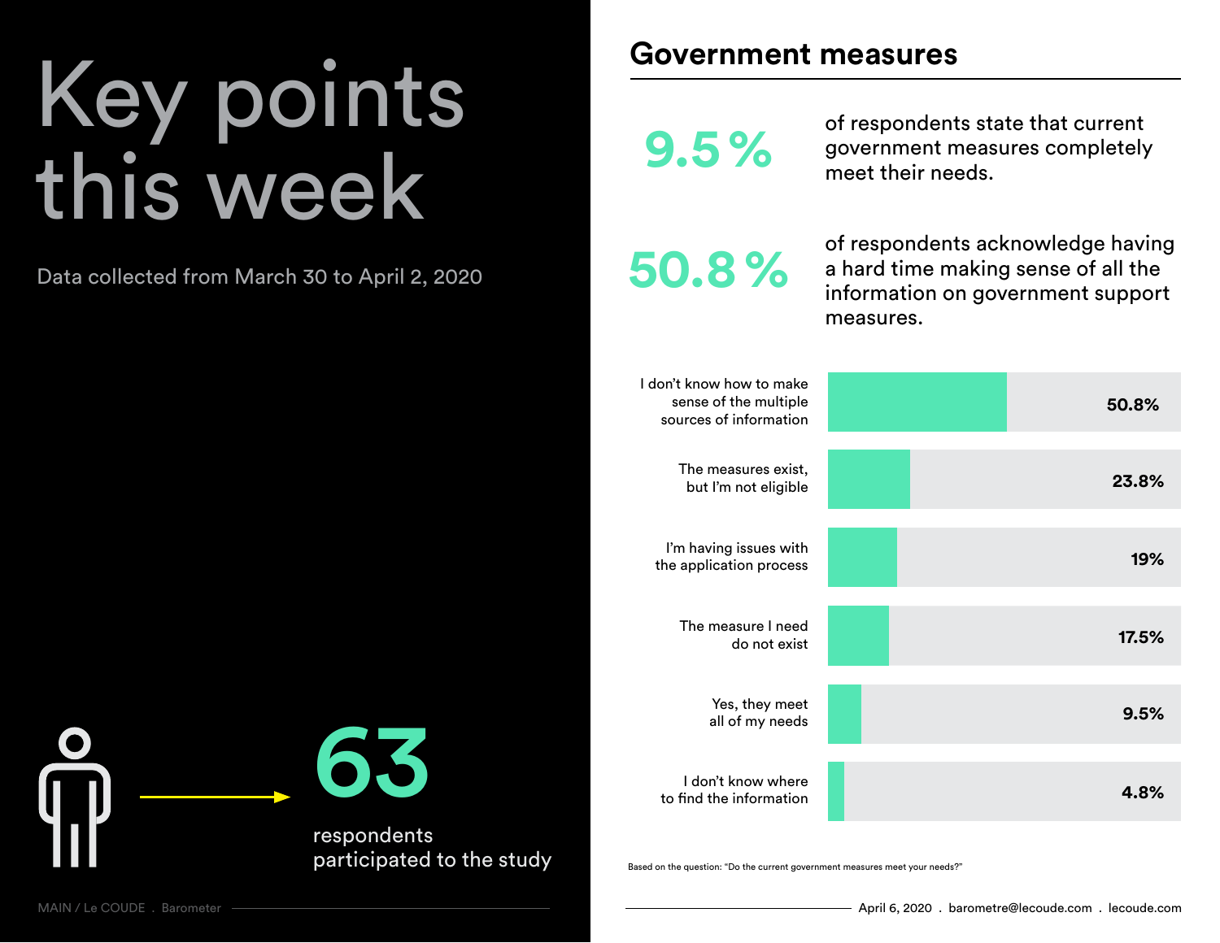# Key points this week

Data collected from March 30 to April 2, 2020

**63** respondents participated to the study

## Government measures

**9.5 %** of respondents state that current government measures completely meet their needs.

**50.8 %** of respondents acknowledge having a hard time making sense of all the information on government support measures.

| Response | % |
| --- | --- |
| I don't know how to make sense of the multiple sources of information | 50.8% |
| The measures exist, but I'm not eligible | 23.8% |
| I'm having issues with the application process | 19% |
| The measure I need do not exist | 17.5% |
| Yes, they meet all of my needs | 9.5% |
| I don't know where to find the information | 4.8% |

Based on the question: "Do the current government measures meet your needs?"

April 6, 2020 . barometre@lecoude.com . lecoude.com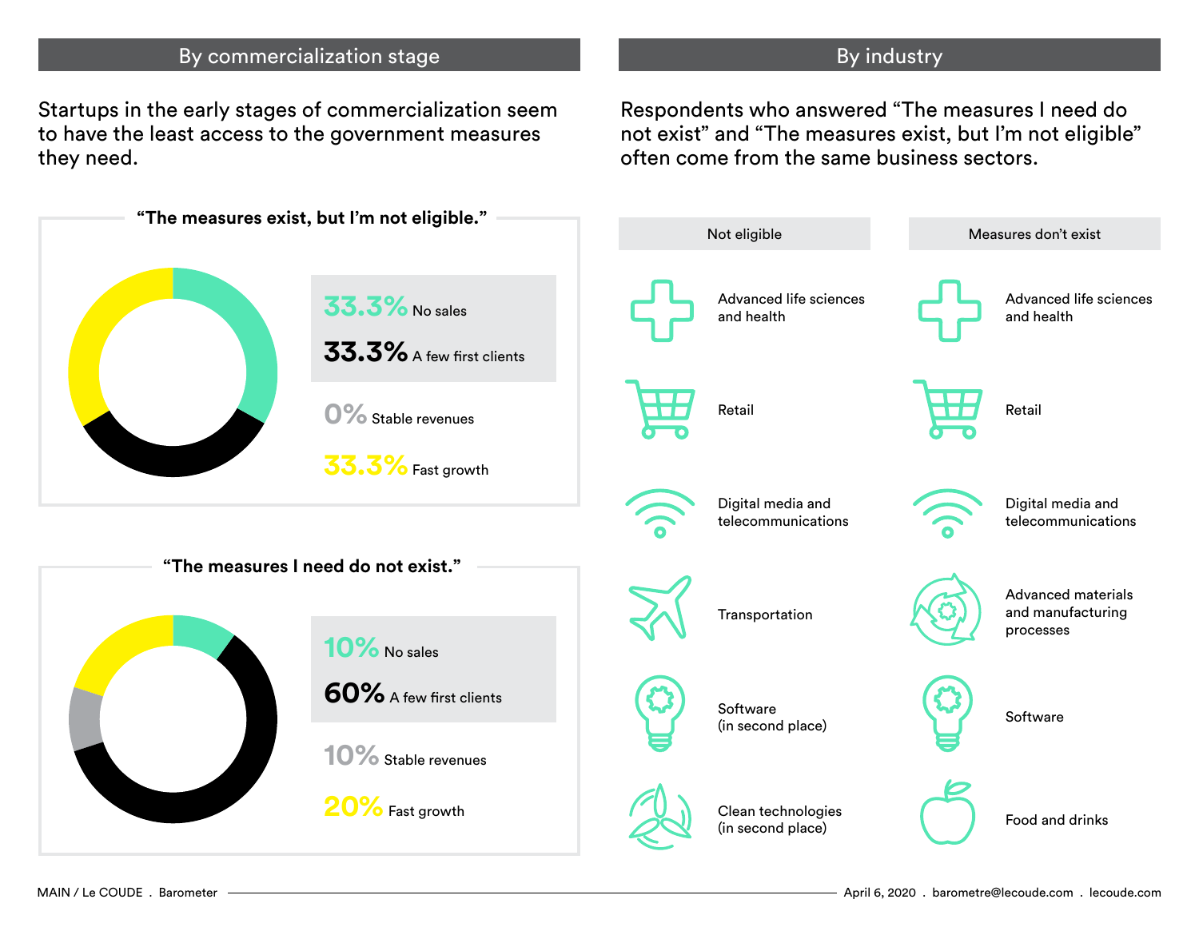## By commercialization stage

Startups in the early stages of commercialization seem to have the least access to the government measures they need.

### "The measures exist, but I'm not eligible."

- **33.3%** No sales
- **33.3%** A few first clients
- **0%** Stable revenues
- **33.3%** Fast growth

### "The measures I need do not exist."

- **10%** No sales
- **60%** A few first clients
- **10%** Stable revenues
- **20%** Fast growth

## By industry

Respondents who answered "The measures I need do not exist" and "The measures exist, but I'm not eligible" often come from the same business sectors.

| Not eligible | Measures don't exist |
|---|---|
| Advanced life sciences and health | Advanced life sciences and health |
| Retail | Retail |
| Digital media and telecommunications | Digital media and telecommunications |
| Transportation | Advanced materials and manufacturing processes |
| Software (in second place) | Software |
| Clean technologies (in second place) | Food and drinks |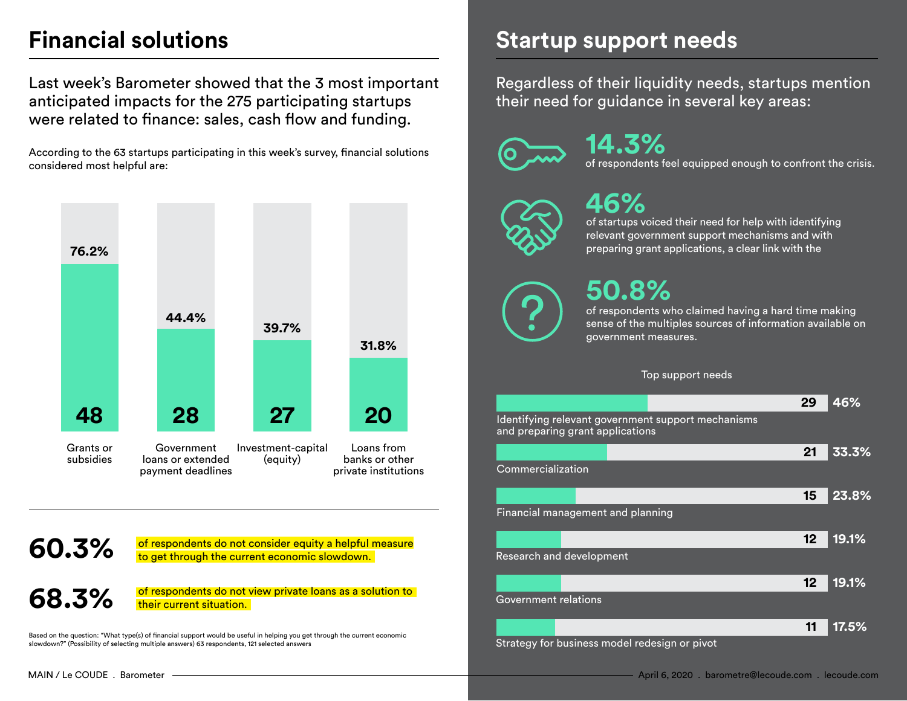## Financial solutions

Last week's Barometer showed that the 3 most important anticipated impacts for the 275 participating startups were related to finance: sales, cash flow and funding.

According to the 63 startups participating in this week's survey, financial solutions considered most helpful are:

| Financial solution | Respondents | % |
| --- | --- | --- |
| Grants or subsidies | 48 | 76.2% |
| Government loans or extended payment deadlines | 28 | 44.4% |
| Investment-capital (equity) | 27 | 39.7% |
| Loans from banks or other private institutions | 20 | 31.8% |

**60.3%** of respondents do not consider equity a helpful measure to get through the current economic slowdown.

**68.3%** of respondents do not view private loans as a solution to their current situation.

Based on the question: "What type(s) of financial support would be useful in helping you get through the current economic slowdown?" (Possibility of selecting multiple answers) 63 respondents, 121 selected answers

## Startup support needs

Regardless of their liquidity needs, startups mention their need for guidance in several key areas:

**14.3%** of respondents feel equipped enough to confront the crisis.

**46%** of startups voiced their need for help with identifying relevant government support mechanisms and with preparing grant applications, a clear link with the

**50.8%** of respondents who claimed having a hard time making sense of the multiples sources of information available on government measures.

Top support needs

| Support need | Respondents | % |
| --- | --- | --- |
| Identifying relevant government support mechanisms and preparing grant applications | 29 | 46% |
| Commercialization | 21 | 33.3% |
| Financial management and planning | 15 | 23.8% |
| Research and development | 12 | 19.1% |
| Government relations | 12 | 19.1% |
| Strategy for business model redesign or pivot | 11 | 17.5% |

MAIN / Le COUDE . Barometer — April 6, 2020 . barometre@lecoude.com . lecoude.com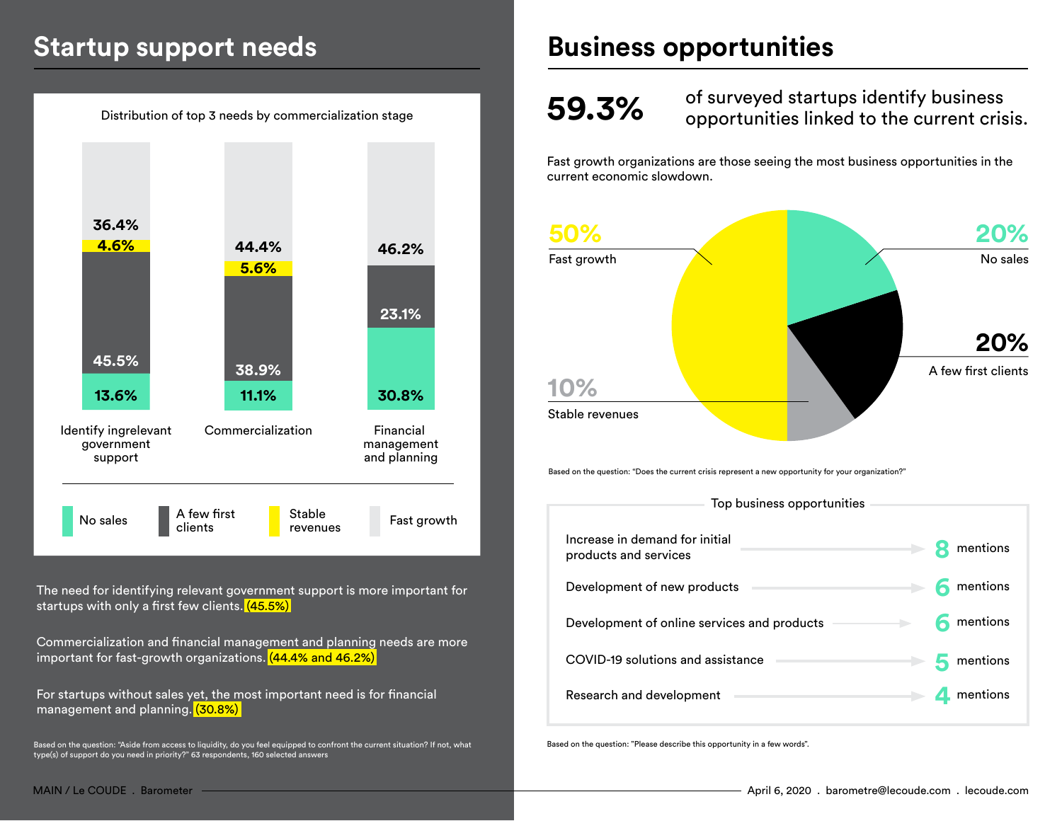## Startup support needs

Distribution of top 3 needs by commercialization stage

| | Identify ingrelevant government support | Commercialization | Financial management and planning |
|---|---|---|---|
| No sales | 13.6% | 11.1% | 30.8% |
| A few first clients | 45.5% | 38.9% | 23.1% |
| Stable revenues | 4.6% | 5.6% | |
| Fast growth | 36.4% | 44.4% | 46.2% |

The need for identifying relevant government support is more important for startups with only a first few clients. (45.5%)

Commercialization and financial management and planning needs are more important for fast-growth organizations. (44.4% and 46.2%)

For startups without sales yet, the most important need is for financial management and planning. (30.8%)

Based on the question: "Aside from access to liquidity, do you feel equipped to confront the current situation? If not, what type(s) of support do you need in priority?" 63 respondents, 160 selected answers

## Business opportunities

**59.3%** of surveyed startups identify business opportunities linked to the current crisis.

Fast growth organizations are those seeing the most business opportunities in the current economic slowdown.

- 50% Fast growth
- 20% No sales
- 20% A few first clients
- 10% Stable revenues

Based on the question: "Does the current crisis represent a new opportunity for your organization?"

Top business opportunities

| Opportunity | Mentions |
|---|---|
| Increase in demand for initial products and services | 8 mentions |
| Development of new products | 6 mentions |
| Development of online services and products | 6 mentions |
| COVID-19 solutions and assistance | 5 mentions |
| Research and development | 4 mentions |

Based on the question: "Please describe this opportunity in a few words".

MAIN / Le COUDE . Barometer — April 6, 2020 . barometre@lecoude.com . lecoude.com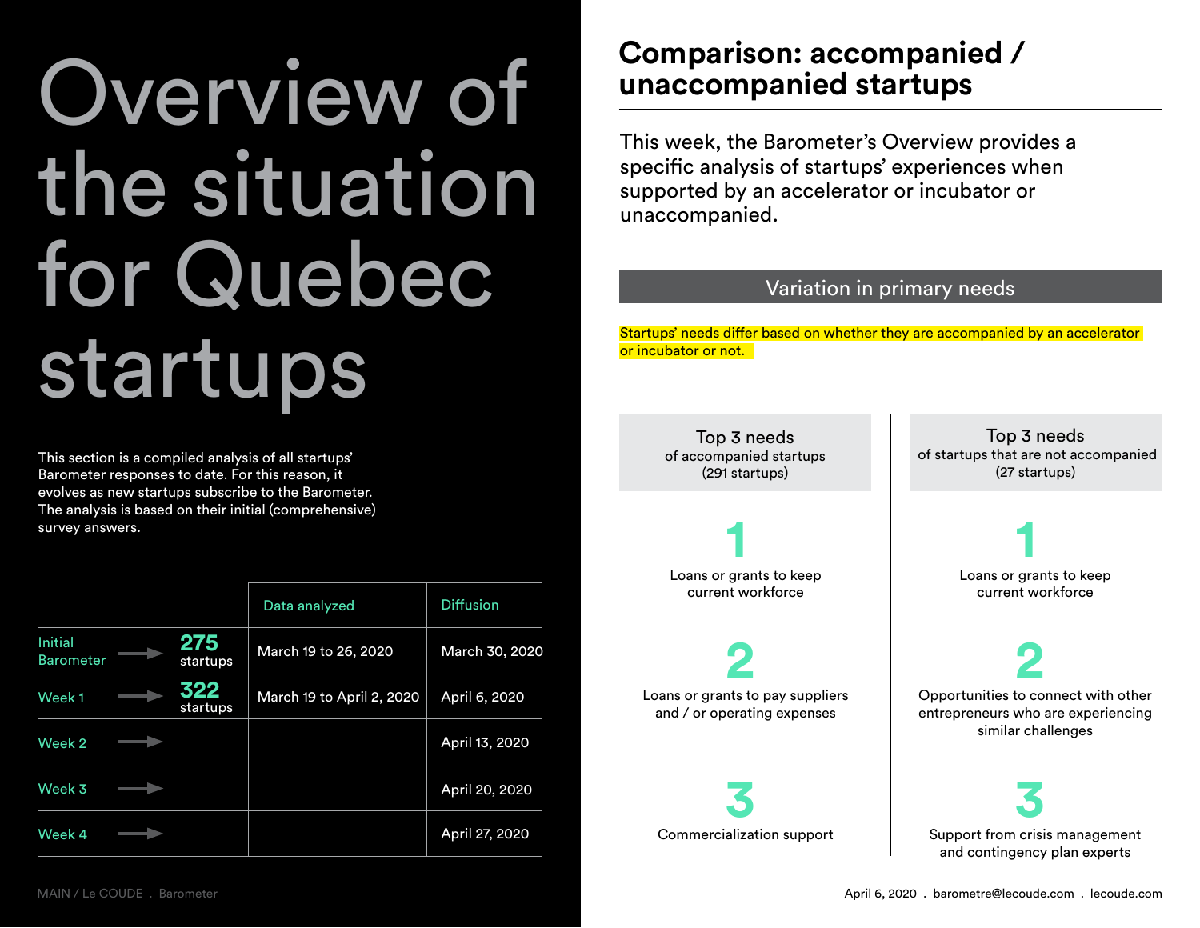# Overview of the situation for Quebec startups

This section is a compiled analysis of all startups' Barometer responses to date. For this reason, it evolves as new startups subscribe to the Barometer. The analysis is based on their initial (comprehensive) survey answers.

| | | Data analyzed | Diffusion |
|---|---|---|---|
| Initial Barometer | 275 startups | March 19 to 26, 2020 | March 30, 2020 |
| Week 1 | 322 startups | March 19 to April 2, 2020 | April 6, 2020 |
| Week 2 | | | April 13, 2020 |
| Week 3 | | | April 20, 2020 |
| Week 4 | | | April 27, 2020 |

## Comparison: accompanied / unaccompanied startups

This week, the Barometer's Overview provides a specific analysis of startups' experiences when supported by an accelerator or incubator or unaccompanied.

### Variation in primary needs

Startups' needs differ based on whether they are accompanied by an accelerator or incubator or not.

**Top 3 needs of accompanied startups (291 startups)**

1. Loans or grants to keep current workforce
2. Loans or grants to pay suppliers and / or operating expenses
3. Commercialization support

**Top 3 needs of startups that are not accompanied (27 startups)**

1. Loans or grants to keep current workforce
2. Opportunities to connect with other entrepreneurs who are experiencing similar challenges
3. Support from crisis management and contingency plan experts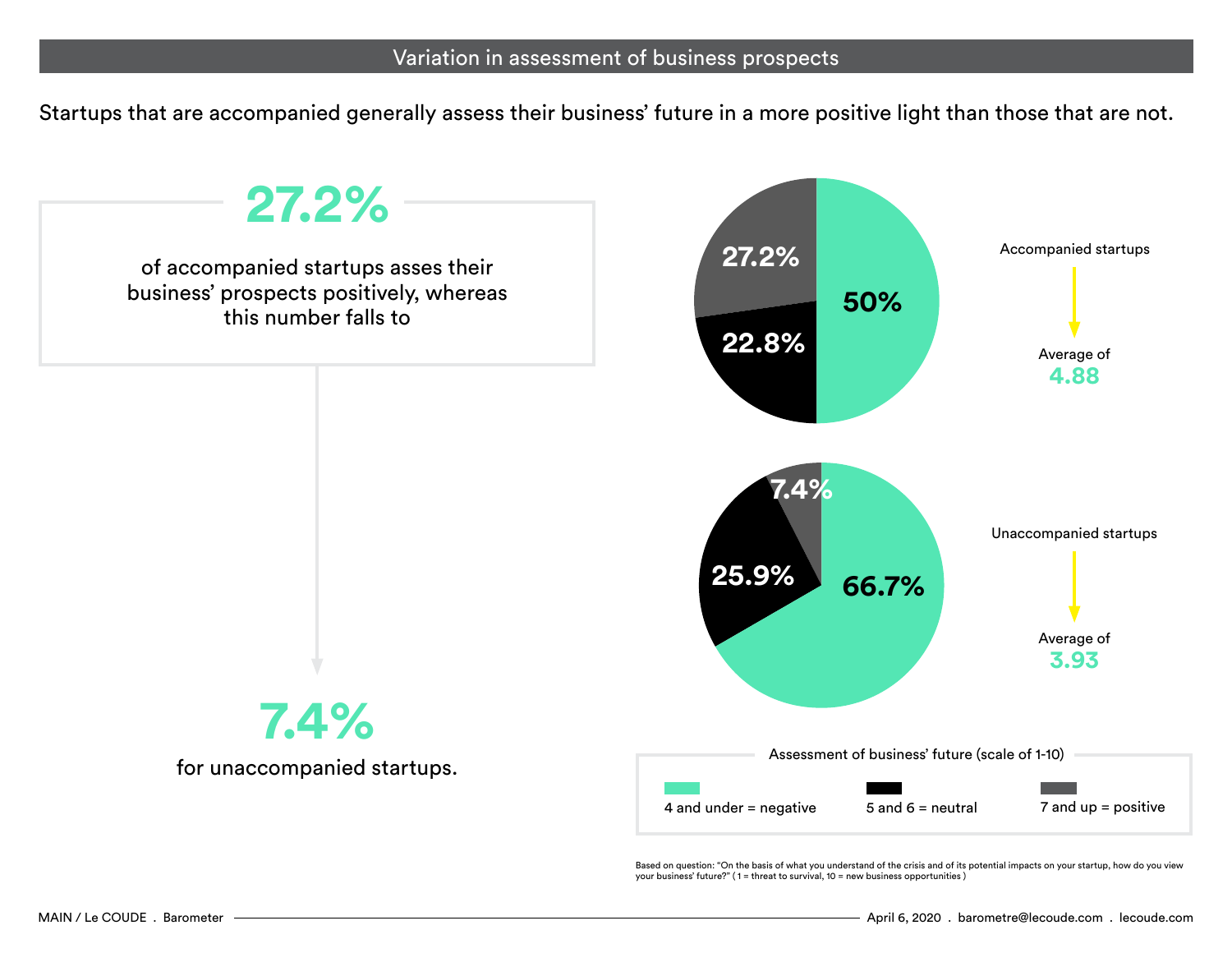## Variation in assessment of business prospects

Startups that are accompanied generally assess their business' future in a more positive light than those that are not.

**27.2%**

of accompanied startups asses their business' prospects positively, whereas this number falls to

**7.4%**

for unaccompanied startups.

| | 4 and under = negative | 5 and 6 = neutral | 7 and up = positive | Average |
|---|---|---|---|---|
| Accompanied startups | 50% | 22.8% | 27.2% | 4.88 |
| Unaccompanied startups | 66.7% | 25.9% | 7.4% | 3.93 |

Assessment of business' future (scale of 1-10)

- 4 and under = negative
- 5 and 6 = neutral
- 7 and up = positive

Based on question: "On the basis of what you understand of the crisis and of its potential impacts on your startup, how do you view your business' future?" ( 1 = threat to survival, 10 = new business opportunities )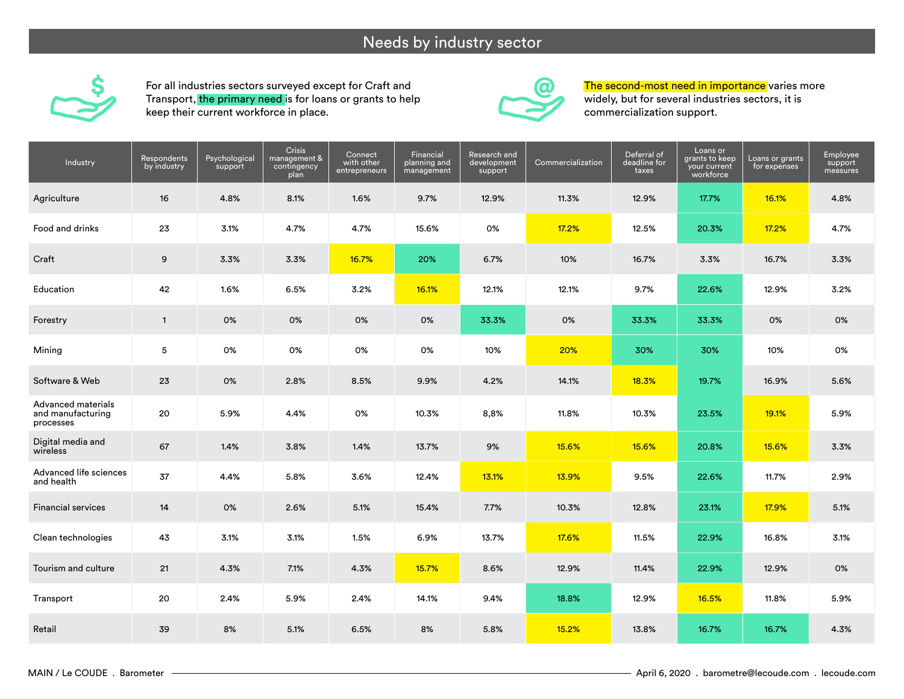# Needs by industry sector

For all industries sectors surveyed except for Craft and Transport, the primary need is for loans or grants to help keep their current workforce in place.

The second-most need in importance varies more widely, but for several industries sectors, it is commercialization support.

| Industry | Respondents by industry | Psychological support | Crisis management & contingency plan | Connect with other entrepreneurs | Financial planning and management | Research and development support | Commercialization | Deferral of deadline for taxes | Loans or grants to keep your current workforce | Loans or grants for expenses | Employee support measures |
|---|---|---|---|---|---|---|---|---|---|---|---|
| Agriculture | 16 | 4.8% | 8.1% | 1.6% | 9.7% | 12.9% | 11.3% | 12.9% | 17.7% | 16.1% | 4.8% |
| Food and drinks | 23 | 3.1% | 4.7% | 4.7% | 15.6% | 0% | 17.2% | 12.5% | 20.3% | 17.2% | 4.7% |
| Craft | 9 | 3.3% | 3.3% | 16.7% | 20% | 6.7% | 10% | 16.7% | 3.3% | 16.7% | 3.3% |
| Education | 42 | 1.6% | 6.5% | 3.2% | 16.1% | 12.1% | 12.1% | 9.7% | 22.6% | 12.9% | 3.2% |
| Forestry | 1 | 0% | 0% | 0% | 0% | 33.3% | 0% | 33.3% | 33.3% | 0% | 0% |
| Mining | 5 | 0% | 0% | 0% | 0% | 10% | 20% | 30% | 30% | 10% | 0% |
| Software & Web | 23 | 0% | 2.8% | 8.5% | 9.9% | 4.2% | 14.1% | 18.3% | 19.7% | 16.9% | 5.6% |
| Advanced materials and manufacturing processes | 20 | 5.9% | 4.4% | 0% | 10.3% | 8,8% | 11.8% | 10.3% | 23.5% | 19.1% | 5.9% |
| Digital media and wireless | 67 | 1.4% | 3.8% | 1.4% | 13.7% | 9% | 15.6% | 15.6% | 20.8% | 15.6% | 3.3% |
| Advanced life sciences and health | 37 | 4.4% | 5.8% | 3.6% | 12.4% | 13.1% | 13.9% | 9.5% | 22.6% | 11.7% | 2.9% |
| Financial services | 14 | 0% | 2.6% | 5.1% | 15.4% | 7.7% | 10.3% | 12.8% | 23.1% | 17.9% | 5.1% |
| Clean technologies | 43 | 3.1% | 3.1% | 1.5% | 6.9% | 13.7% | 17.6% | 11.5% | 22.9% | 16.8% | 3.1% |
| Tourism and culture | 21 | 4.3% | 7.1% | 4.3% | 15.7% | 8.6% | 12.9% | 11.4% | 22.9% | 12.9% | 0% |
| Transport | 20 | 2.4% | 5.9% | 2.4% | 14.1% | 9.4% | 18.8% | 12.9% | 16.5% | 11.8% | 5.9% |
| Retail | 39 | 8% | 5.1% | 6.5% | 8% | 5.8% | 15.2% | 13.8% | 16.7% | 16.7% | 4.3% |

MAIN / Le COUDE . Barometer — April 6, 2020 . barometre@lecoude.com . lecoude.com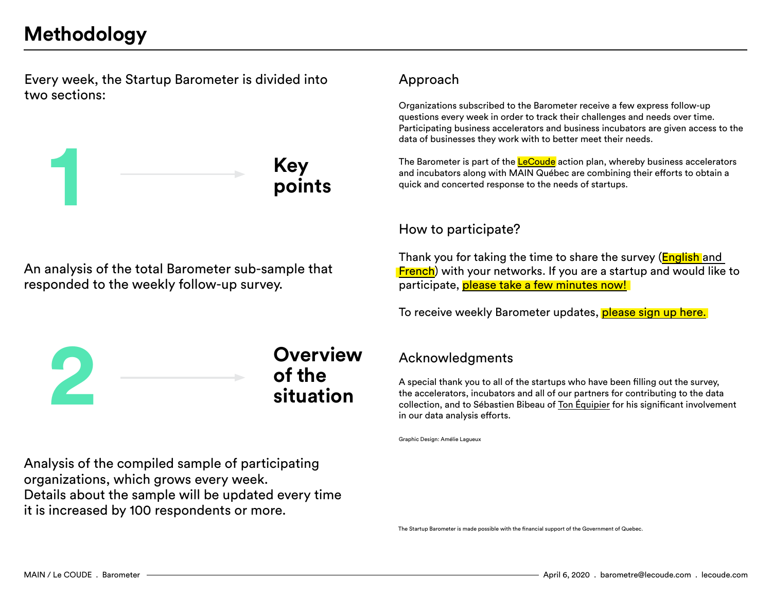# Methodology

Every week, the Startup Barometer is divided into two sections:

**1** → **Key points**

An analysis of the total Barometer sub-sample that responded to the weekly follow-up survey.

**2** → **Overview of the situation**

Analysis of the compiled sample of participating organizations, which grows every week.
Details about the sample will be updated every time it is increased by 100 respondents or more.

## Approach

Organizations subscribed to the Barometer receive a few express follow-up questions every week in order to track their challenges and needs over time. Participating business accelerators and business incubators are given access to the data of businesses they work with to better meet their needs.

The Barometer is part of the LeCoude action plan, whereby business accelerators and incubators along with MAIN Québec are combining their efforts to obtain a quick and concerted response to the needs of startups.

## How to participate?

Thank you for taking the time to share the survey (English and French) with your networks. If you are a startup and would like to participate, please take a few minutes now!

To receive weekly Barometer updates, please sign up here.

## Acknowledgments

A special thank you to all of the startups who have been filling out the survey, the accelerators, incubators and all of our partners for contributing to the data collection, and to Sébastien Bibeau of Ton Équipier for his significant involvement in our data analysis efforts.

Graphic Design: Amélie Lagueux

The Startup Barometer is made possible with the financial support of the Government of Quebec.